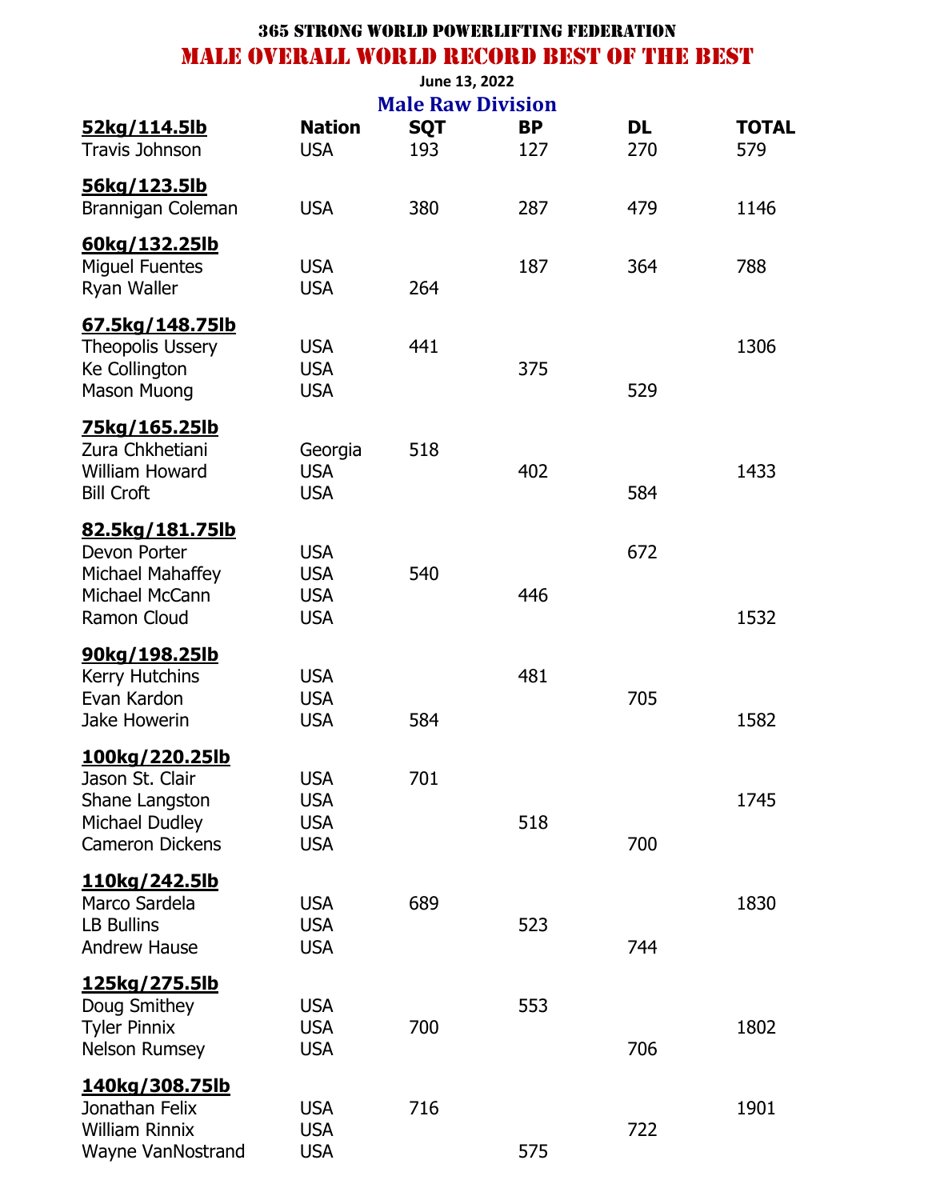# 365 STRONG WORLD POWERLIFTING FEDERATION

## MALE OVERALL WORLD RECORD BEST OF THE BEST

June 13, 2022

### Male Raw Division

| 52kg/114.5lb | Nation | SQT | BP | DL | TOTAL |
|---|---|---|---|---|---|
| Travis Johnson | USA | 193 | 127 | 270 | 579 |
| **56kg/123.5lb** | | | | | |
| Brannigan Coleman | USA | 380 | 287 | 479 | 1146 |
| **60kg/132.25lb** | | | | | |
| Miguel Fuentes | USA | | 187 | 364 | 788 |
| Ryan Waller | USA | 264 | | | |
| **67.5kg/148.75lb** | | | | | |
| Theopolis Ussery | USA | 441 | | | 1306 |
| Ke Collington | USA | | 375 | | |
| Mason Muong | USA | | | 529 | |
| **75kg/165.25lb** | | | | | |
| Zura Chkhetiani | Georgia | 518 | | | |
| William Howard | USA | | 402 | | 1433 |
| Bill Croft | USA | | | 584 | |
| **82.5kg/181.75lb** | | | | | |
| Devon Porter | USA | | | 672 | |
| Michael Mahaffey | USA | 540 | | | |
| Michael McCann | USA | | 446 | | |
| Ramon Cloud | USA | | | | 1532 |
| **90kg/198.25lb** | | | | | |
| Kerry Hutchins | USA | | 481 | | |
| Evan Kardon | USA | | | 705 | |
| Jake Howerin | USA | 584 | | | 1582 |
| **100kg/220.25lb** | | | | | |
| Jason St. Clair | USA | 701 | | | |
| Shane Langston | USA | | | | 1745 |
| Michael Dudley | USA | | 518 | | |
| Cameron Dickens | USA | | | 700 | |
| **110kg/242.5lb** | | | | | |
| Marco Sardela | USA | 689 | | | 1830 |
| LB Bullins | USA | | 523 | | |
| Andrew Hause | USA | | | 744 | |
| **125kg/275.5lb** | | | | | |
| Doug Smithey | USA | | 553 | | |
| Tyler Pinnix | USA | 700 | | | 1802 |
| Nelson Rumsey | USA | | | 706 | |
| **140kg/308.75lb** | | | | | |
| Jonathan Felix | USA | 716 | | | 1901 |
| William Rinnix | USA | | | 722 | |
| Wayne VanNostrand | USA | | 575 | | |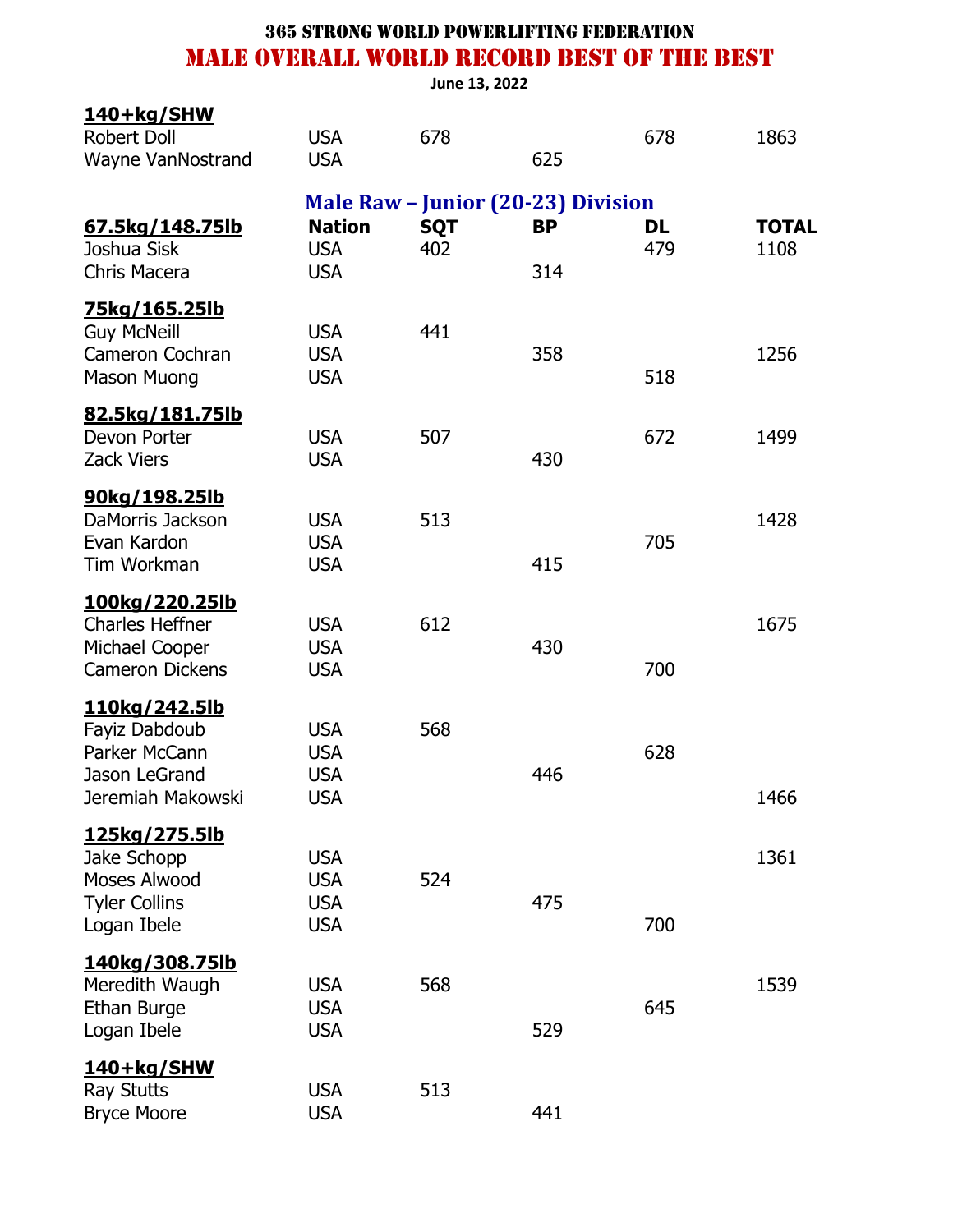365 STRONG WORLD POWERLIFTING FEDERATION

# MALE OVERALL WORLD RECORD BEST OF THE BEST

June 13, 2022

| 140+kg/SHW | | | | | |
|---|---|---|---|---|---|
| Robert Doll | USA | 678 | | 678 | 1863 |
| Wayne VanNostrand | USA | | 625 | | |

## Male Raw – Junior (20-23) Division

| 67.5kg/148.75lb | Nation | SQT | BP | DL | TOTAL |
|---|---|---|---|---|---|
| Joshua Sisk | USA | 402 | | 479 | 1108 |
| Chris Macera | USA | | 314 | | |
| **75kg/165.25lb** | | | | | |
| Guy McNeill | USA | 441 | | | |
| Cameron Cochran | USA | | 358 | | 1256 |
| Mason Muong | USA | | | 518 | |
| **82.5kg/181.75lb** | | | | | |
| Devon Porter | USA | 507 | | 672 | 1499 |
| Zack Viers | USA | | 430 | | |
| **90kg/198.25lb** | | | | | |
| DaMorris Jackson | USA | 513 | | | 1428 |
| Evan Kardon | USA | | | 705 | |
| Tim Workman | USA | | 415 | | |
| **100kg/220.25lb** | | | | | |
| Charles Heffner | USA | 612 | | | 1675 |
| Michael Cooper | USA | | 430 | | |
| Cameron Dickens | USA | | | 700 | |
| **110kg/242.5lb** | | | | | |
| Fayiz Dabdoub | USA | 568 | | | |
| Parker McCann | USA | | | 628 | |
| Jason LeGrand | USA | | 446 | | |
| Jeremiah Makowski | USA | | | | 1466 |
| **125kg/275.5lb** | | | | | |
| Jake Schopp | USA | | | | 1361 |
| Moses Alwood | USA | 524 | | | |
| Tyler Collins | USA | | 475 | | |
| Logan Ibele | USA | | | 700 | |
| **140kg/308.75lb** | | | | | |
| Meredith Waugh | USA | 568 | | | 1539 |
| Ethan Burge | USA | | | 645 | |
| Logan Ibele | USA | | 529 | | |
| **140+kg/SHW** | | | | | |
| Ray Stutts | USA | 513 | | | |
| Bryce Moore | USA | | 441 | | |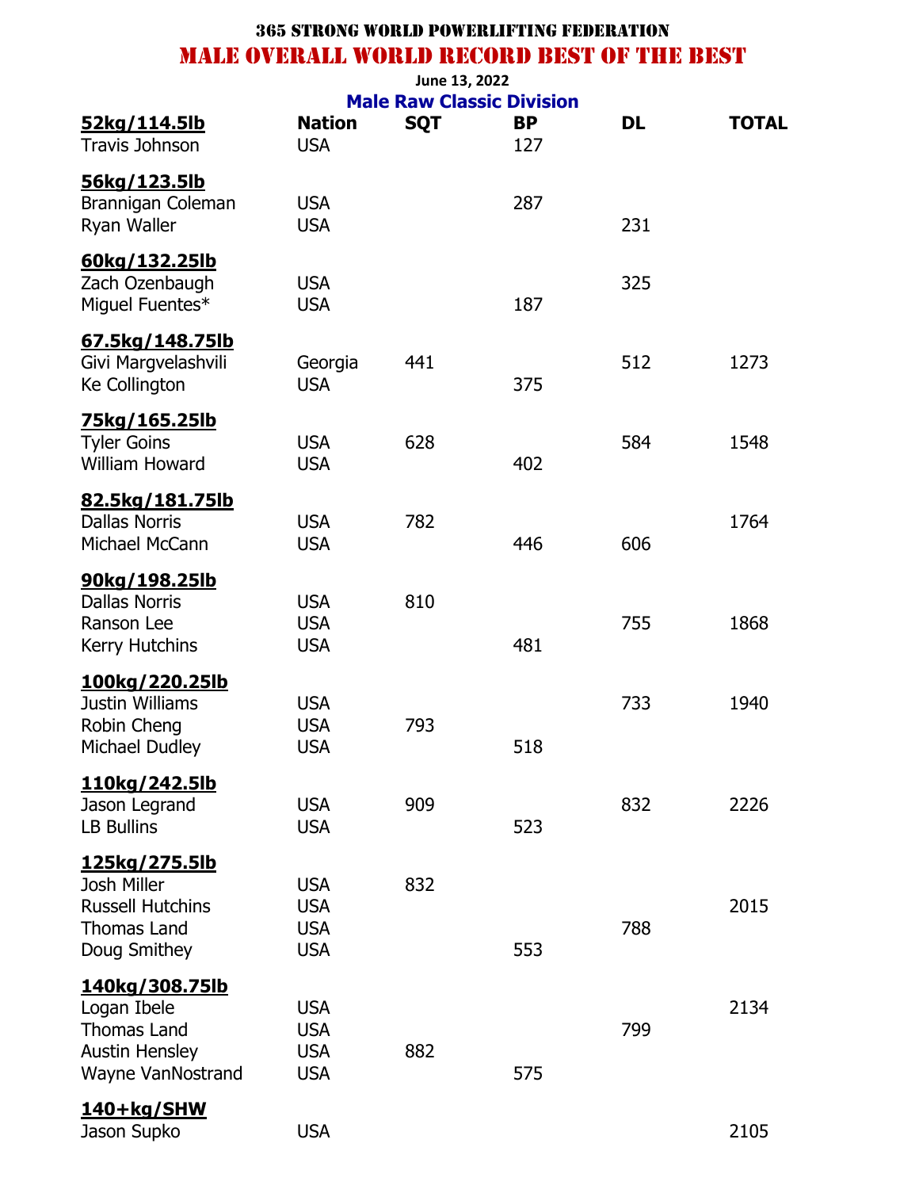# 365 STRONG WORLD POWERLIFTING FEDERATION

## MALE OVERALL WORLD RECORD BEST OF THE BEST

June 13, 2022

### Male Raw Classic Division

| **52kg/114.5lb** | **Nation** | **SQT** | **BP** | **DL** | **TOTAL** |
|---|---|---|---|---|---|
| Travis Johnson | USA | | 127 | | |
| **56kg/123.5lb** | | | | | |
| Brannigan Coleman | USA | | 287 | | |
| Ryan Waller | USA | | | 231 | |
| **60kg/132.25lb** | | | | | |
| Zach Ozenbaugh | USA | | | 325 | |
| Miguel Fuentes* | USA | | 187 | | |
| **67.5kg/148.75lb** | | | | | |
| Givi Margvelashvili | Georgia | 441 | | 512 | 1273 |
| Ke Collington | USA | | 375 | | |
| **75kg/165.25lb** | | | | | |
| Tyler Goins | USA | 628 | | 584 | 1548 |
| William Howard | USA | | 402 | | |
| **82.5kg/181.75lb** | | | | | |
| Dallas Norris | USA | 782 | | | 1764 |
| Michael McCann | USA | | 446 | 606 | |
| **90kg/198.25lb** | | | | | |
| Dallas Norris | USA | 810 | | | |
| Ranson Lee | USA | | | 755 | 1868 |
| Kerry Hutchins | USA | | 481 | | |
| **100kg/220.25lb** | | | | | |
| Justin Williams | USA | | | 733 | 1940 |
| Robin Cheng | USA | 793 | | | |
| Michael Dudley | USA | | 518 | | |
| **110kg/242.5lb** | | | | | |
| Jason Legrand | USA | 909 | | 832 | 2226 |
| LB Bullins | USA | | 523 | | |
| **125kg/275.5lb** | | | | | |
| Josh Miller | USA | 832 | | | |
| Russell Hutchins | USA | | | | 2015 |
| Thomas Land | USA | | | 788 | |
| Doug Smithey | USA | | 553 | | |
| **140kg/308.75lb** | | | | | |
| Logan Ibele | USA | | | | 2134 |
| Thomas Land | USA | | | 799 | |
| Austin Hensley | USA | 882 | | | |
| Wayne VanNostrand | USA | | 575 | | |
| **140+kg/SHW** | | | | | |
| Jason Supko | USA | | | | 2105 |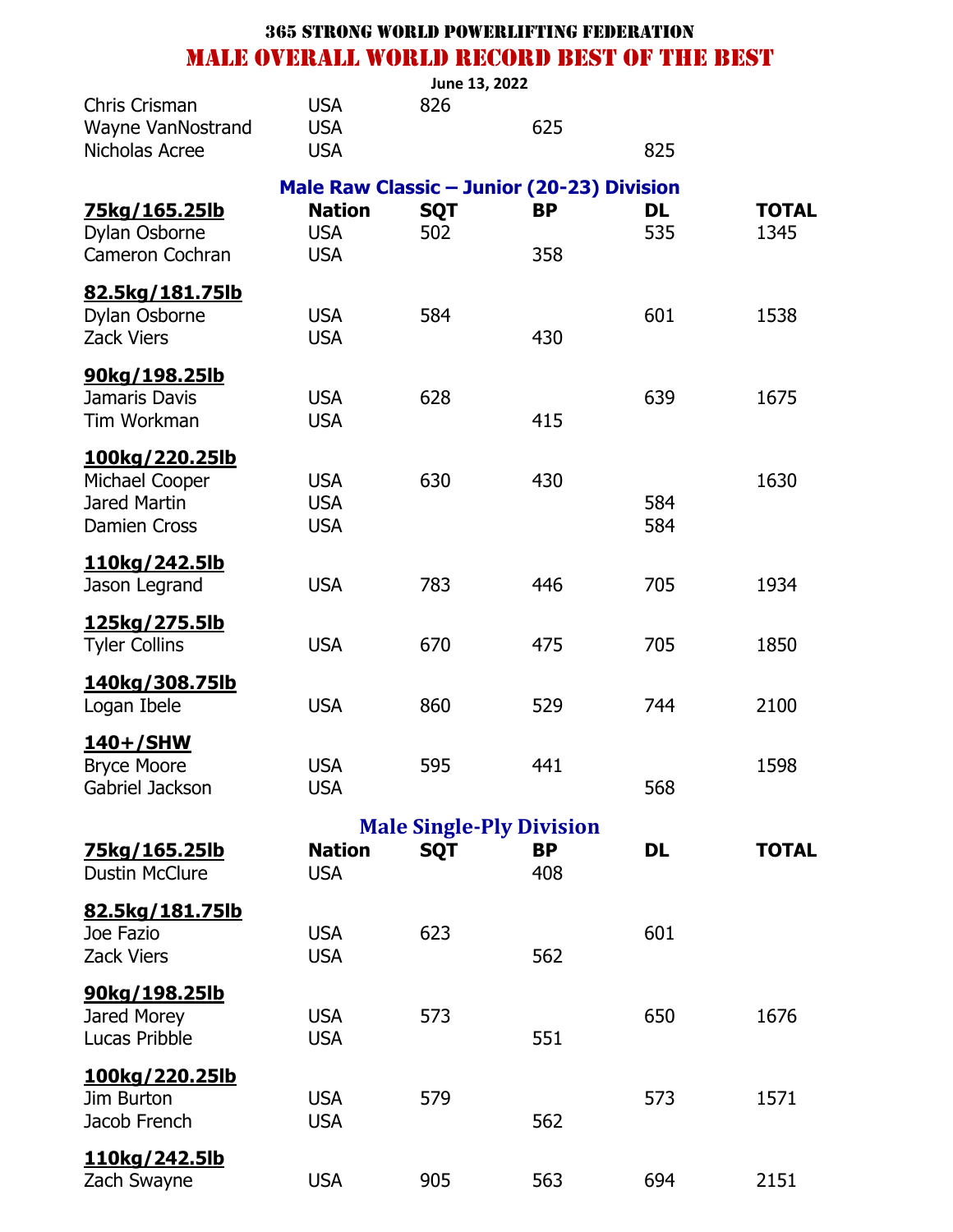# 365 STRONG WORLD POWERLIFTING FEDERATION

## MALE OVERALL WORLD RECORD BEST OF THE BEST

June 13, 2022

| | Nation | SQT | BP | DL | TOTAL |
|---|---|---|---|---|---|
| Chris Crisman | USA | 826 | | | |
| Wayne VanNostrand | USA | | 625 | | |
| Nicholas Acree | USA | | | 825 | |

### Male Raw Classic – Junior (20-23) Division

| | Nation | SQT | BP | DL | TOTAL |
|---|---|---|---|---|---|
| **75kg/165.25lb** | | | | | |
| Dylan Osborne | USA | 502 | | 535 | 1345 |
| Cameron Cochran | USA | | 358 | | |
| **82.5kg/181.75lb** | | | | | |
| Dylan Osborne | USA | 584 | | 601 | 1538 |
| Zack Viers | USA | | 430 | | |
| **90kg/198.25lb** | | | | | |
| Jamaris Davis | USA | 628 | | 639 | 1675 |
| Tim Workman | USA | | 415 | | |
| **100kg/220.25lb** | | | | | |
| Michael Cooper | USA | 630 | 430 | | 1630 |
| Jared Martin | USA | | | 584 | |
| Damien Cross | USA | | | 584 | |
| **110kg/242.5lb** | | | | | |
| Jason Legrand | USA | 783 | 446 | 705 | 1934 |
| **125kg/275.5lb** | | | | | |
| Tyler Collins | USA | 670 | 475 | 705 | 1850 |
| **140kg/308.75lb** | | | | | |
| Logan Ibele | USA | 860 | 529 | 744 | 2100 |
| **140+/SHW** | | | | | |
| Bryce Moore | USA | 595 | 441 | | 1598 |
| Gabriel Jackson | USA | | | 568 | |

### Male Single-Ply Division

| | Nation | SQT | BP | DL | TOTAL |
|---|---|---|---|---|---|
| **75kg/165.25lb** | | | | | |
| Dustin McClure | USA | | 408 | | |
| **82.5kg/181.75lb** | | | | | |
| Joe Fazio | USA | 623 | | 601 | |
| Zack Viers | USA | | 562 | | |
| **90kg/198.25lb** | | | | | |
| Jared Morey | USA | 573 | | 650 | 1676 |
| Lucas Pribble | USA | | 551 | | |
| **100kg/220.25lb** | | | | | |
| Jim Burton | USA | 579 | | 573 | 1571 |
| Jacob French | USA | | 562 | | |
| **110kg/242.5lb** | | | | | |
| Zach Swayne | USA | 905 | 563 | 694 | 2151 |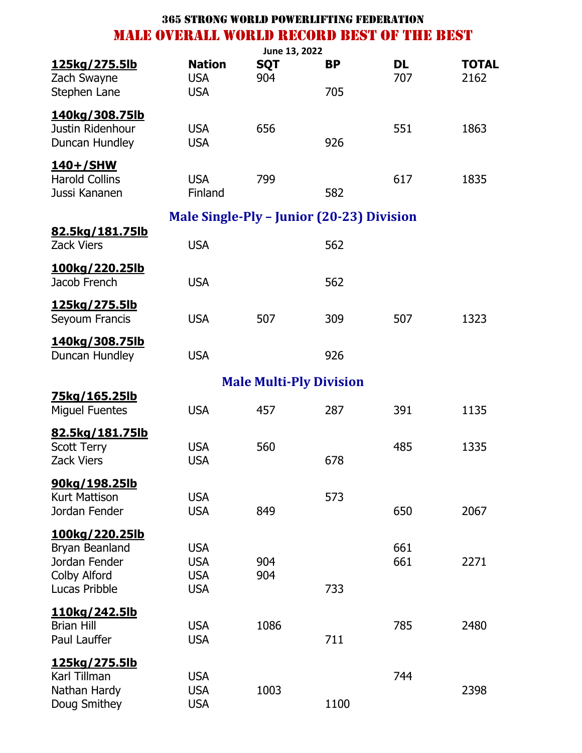# 365 STRONG WORLD POWERLIFTING FEDERATION

## MALE OVERALL WORLD RECORD BEST OF THE BEST

June 13, 2022

| **125kg/275.5lb** | **Nation** | **SQT** | **BP** | **DL** | **TOTAL** |
|---|---|---|---|---|---|
| Zach Swayne | USA | 904 | | 707 | 2162 |
| Stephen Lane | USA | | 705 | | |
| **140kg/308.75lb** | | | | | |
| Justin Ridenhour | USA | 656 | | 551 | 1863 |
| Duncan Hundley | USA | | 926 | | |
| **140+/SHW** | | | | | |
| Harold Collins | USA | 799 | | 617 | 1835 |
| Jussi Kananen | Finland | | 582 | | |

### Male Single-Ply – Junior (20-23) Division

| | Nation | SQT | BP | DL | TOTAL |
|---|---|---|---|---|---|
| **82.5kg/181.75lb** | | | | | |
| Zack Viers | USA | | 562 | | |
| **100kg/220.25lb** | | | | | |
| Jacob French | USA | | 562 | | |
| **125kg/275.5lb** | | | | | |
| Seyoum Francis | USA | 507 | 309 | 507 | 1323 |
| **140kg/308.75lb** | | | | | |
| Duncan Hundley | USA | | 926 | | |

### Male Multi-Ply Division

| | Nation | SQT | BP | DL | TOTAL |
|---|---|---|---|---|---|
| **75kg/165.25lb** | | | | | |
| Miguel Fuentes | USA | 457 | 287 | 391 | 1135 |
| **82.5kg/181.75lb** | | | | | |
| Scott Terry | USA | 560 | | 485 | 1335 |
| Zack Viers | USA | | 678 | | |
| **90kg/198.25lb** | | | | | |
| Kurt Mattison | USA | | 573 | | |
| Jordan Fender | USA | 849 | | 650 | 2067 |
| **100kg/220.25lb** | | | | | |
| Bryan Beanland | USA | | | 661 | |
| Jordan Fender | USA | 904 | | 661 | 2271 |
| Colby Alford | USA | 904 | | | |
| Lucas Pribble | USA | | 733 | | |
| **110kg/242.5lb** | | | | | |
| Brian Hill | USA | 1086 | | 785 | 2480 |
| Paul Lauffer | USA | | 711 | | |
| **125kg/275.5lb** | | | | | |
| Karl Tillman | USA | | | 744 | |
| Nathan Hardy | USA | 1003 | | | 2398 |
| Doug Smithey | USA | | 1100 | | |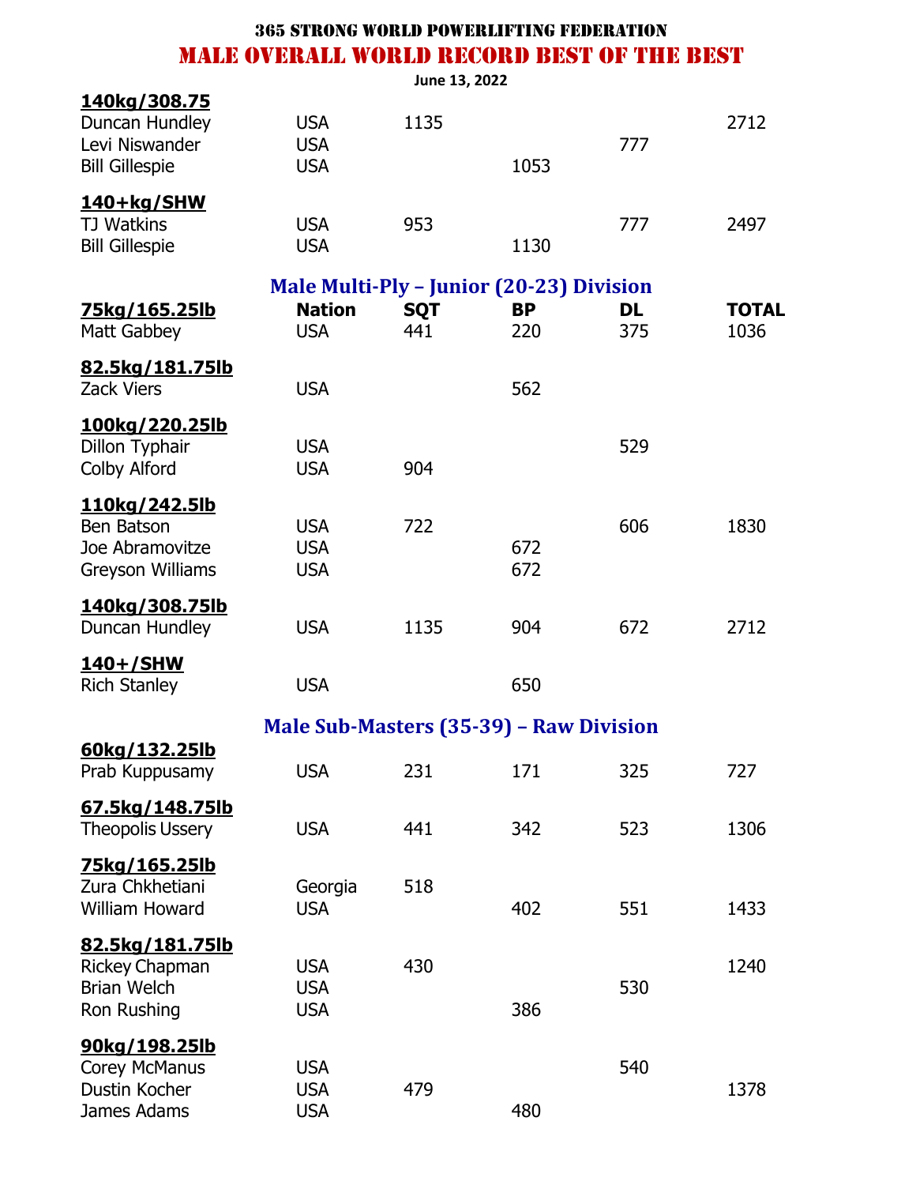# 365 STRONG WORLD POWERLIFTING FEDERATION

## MALE OVERALL WORLD RECORD BEST OF THE BEST

**June 13, 2022**

| | Nation | SQT | BP | DL | TOTAL |
|---|---|---|---|---|---|
| **140kg/308.75** | | | | | |
| Duncan Hundley | USA | 1135 | | | 2712 |
| Levi Niswander | USA | | | 777 | |
| Bill Gillespie | USA | | 1053 | | |
| **140+kg/SHW** | | | | | |
| TJ Watkins | USA | 953 | | 777 | 2497 |
| Bill Gillespie | USA | | 1130 | | |

### Male Multi-Ply – Junior (20-23) Division

| 75kg/165.25lb | Nation | SQT | BP | DL | TOTAL |
|---|---|---|---|---|---|
| Matt Gabbey | USA | 441 | 220 | 375 | 1036 |
| **82.5kg/181.75lb** | | | | | |
| Zack Viers | USA | | 562 | | |
| **100kg/220.25lb** | | | | | |
| Dillon Typhair | USA | | | 529 | |
| Colby Alford | USA | 904 | | | |
| **110kg/242.5lb** | | | | | |
| Ben Batson | USA | 722 | | 606 | 1830 |
| Joe Abramovitze | USA | | 672 | | |
| Greyson Williams | USA | | 672 | | |
| **140kg/308.75lb** | | | | | |
| Duncan Hundley | USA | 1135 | 904 | 672 | 2712 |
| **140+/SHW** | | | | | |
| Rich Stanley | USA | | 650 | | |

### Male Sub-Masters (35-39) – Raw Division

| | Nation | SQT | BP | DL | TOTAL |
|---|---|---|---|---|---|
| **60kg/132.25lb** | | | | | |
| Prab Kuppusamy | USA | 231 | 171 | 325 | 727 |
| **67.5kg/148.75lb** | | | | | |
| Theopolis Ussery | USA | 441 | 342 | 523 | 1306 |
| **75kg/165.25lb** | | | | | |
| Zura Chkhetiani | Georgia | 518 | | | |
| William Howard | USA | | 402 | 551 | 1433 |
| **82.5kg/181.75lb** | | | | | |
| Rickey Chapman | USA | 430 | | | 1240 |
| Brian Welch | USA | | | 530 | |
| Ron Rushing | USA | | 386 | | |
| **90kg/198.25lb** | | | | | |
| Corey McManus | USA | | | 540 | |
| Dustin Kocher | USA | 479 | | | 1378 |
| James Adams | USA | | 480 | | |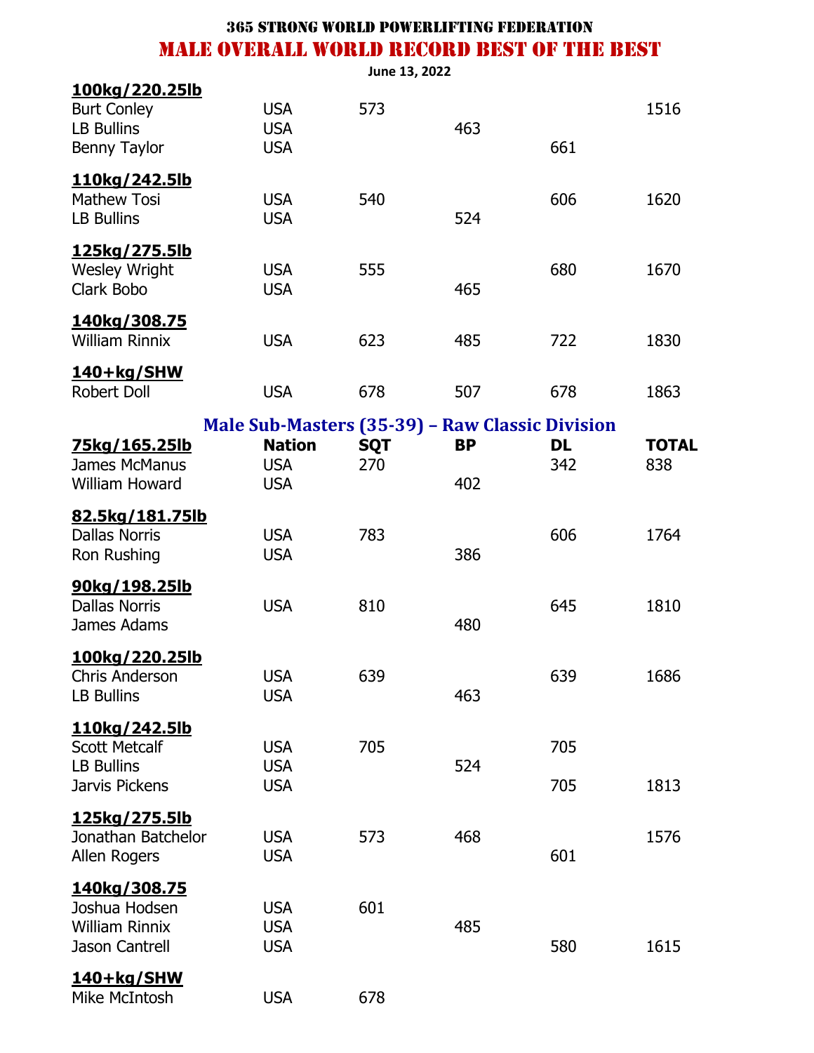# 365 STRONG WORLD POWERLIFTING FEDERATION

## MALE OVERALL WORLD RECORD BEST OF THE BEST

June 13, 2022

| **100kg/220.25lb** | | | | | |
|---|---|---|---|---|---|
| Burt Conley | USA | 573 | | | 1516 |
| LB Bullins | USA | | 463 | | |
| Benny Taylor | USA | | | 661 | |
| **110kg/242.5lb** | | | | | |
| Mathew Tosi | USA | 540 | | 606 | 1620 |
| LB Bullins | USA | | 524 | | |
| **125kg/275.5lb** | | | | | |
| Wesley Wright | USA | 555 | | 680 | 1670 |
| Clark Bobo | USA | | 465 | | |
| **140kg/308.75** | | | | | |
| William Rinnix | USA | 623 | 485 | 722 | 1830 |
| **140+kg/SHW** | | | | | |
| Robert Doll | USA | 678 | 507 | 678 | 1863 |

## Male Sub-Masters (35-39) – Raw Classic Division

| **75kg/165.25lb** | **Nation** | **SQT** | **BP** | **DL** | **TOTAL** |
|---|---|---|---|---|---|
| James McManus | USA | 270 | | 342 | 838 |
| William Howard | USA | | 402 | | |
| **82.5kg/181.75lb** | | | | | |
| Dallas Norris | USA | 783 | | 606 | 1764 |
| Ron Rushing | USA | | 386 | | |
| **90kg/198.25lb** | | | | | |
| Dallas Norris | USA | 810 | | 645 | 1810 |
| James Adams | | | 480 | | |
| **100kg/220.25lb** | | | | | |
| Chris Anderson | USA | 639 | | 639 | 1686 |
| LB Bullins | USA | | 463 | | |
| **110kg/242.5lb** | | | | | |
| Scott Metcalf | USA | 705 | | 705 | |
| LB Bullins | USA | | 524 | | |
| Jarvis Pickens | USA | | | 705 | 1813 |
| **125kg/275.5lb** | | | | | |
| Jonathan Batchelor | USA | 573 | 468 | | 1576 |
| Allen Rogers | USA | | | 601 | |
| **140kg/308.75** | | | | | |
| Joshua Hodsen | USA | 601 | | | |
| William Rinnix | USA | | 485 | | |
| Jason Cantrell | USA | | | 580 | 1615 |
| **140+kg/SHW** | | | | | |
| Mike McIntosh | USA | 678 | | | |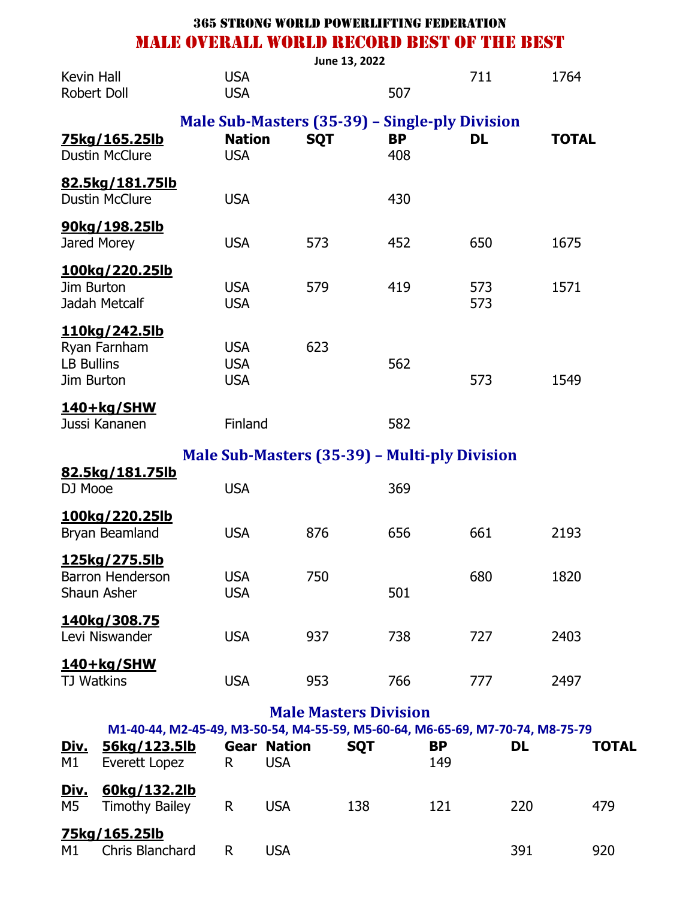# 365 STRONG WORLD POWERLIFTING FEDERATION

## MALE OVERALL WORLD RECORD BEST OF THE BEST

June 13, 2022

| | Nation | SQT | BP | DL | TOTAL |
|---|---|---|---|---|---|
| Kevin Hall | USA | | | 711 | 1764 |
| Robert Doll | USA | | 507 | | |

### Male Sub-Masters (35-39) – Single-ply Division

| | Nation | SQT | BP | DL | TOTAL |
|---|---|---|---|---|---|
| **75kg/165.25lb** | | | | | |
| Dustin McClure | USA | | 408 | | |
| **82.5kg/181.75lb** | | | | | |
| Dustin McClure | USA | | 430 | | |
| **90kg/198.25lb** | | | | | |
| Jared Morey | USA | 573 | 452 | 650 | 1675 |
| **100kg/220.25lb** | | | | | |
| Jim Burton | USA | 579 | 419 | 573 | 1571 |
| Jadah Metcalf | USA | | | 573 | |
| **110kg/242.5lb** | | | | | |
| Ryan Farnham | USA | 623 | | | |
| LB Bullins | USA | | 562 | | |
| Jim Burton | USA | | | 573 | 1549 |
| **140+kg/SHW** | | | | | |
| Jussi Kananen | Finland | | 582 | | |

### Male Sub-Masters (35-39) – Multi-ply Division

| | Nation | SQT | BP | DL | TOTAL |
|---|---|---|---|---|---|
| **82.5kg/181.75lb** | | | | | |
| DJ Mooe | USA | | 369 | | |
| **100kg/220.25lb** | | | | | |
| Bryan Beamland | USA | 876 | 656 | 661 | 2193 |
| **125kg/275.5lb** | | | | | |
| Barron Henderson | USA | 750 | | 680 | 1820 |
| Shaun Asher | USA | | 501 | | |
| **140kg/308.75** | | | | | |
| Levi Niswander | USA | 937 | 738 | 727 | 2403 |
| **140+kg/SHW** | | | | | |
| TJ Watkins | USA | 953 | 766 | 777 | 2497 |

### Male Masters Division

M1-40-44, M2-45-49, M3-50-54, M4-55-59, M5-60-64, M6-65-69, M7-70-74, M8-75-79

| Div. | 56kg/123.5lb | Gear | Nation | SQT | BP | DL | TOTAL |
|---|---|---|---|---|---|---|---|
| M1 | Everett Lopez | R | USA | | 149 | | |
| **Div.** | **60kg/132.2lb** | | | | | | |
| M5 | Timothy Bailey | R | USA | 138 | 121 | 220 | 479 |
| | **75kg/165.25lb** | | | | | | |
| M1 | Chris Blanchard | R | USA | | | 391 | 920 |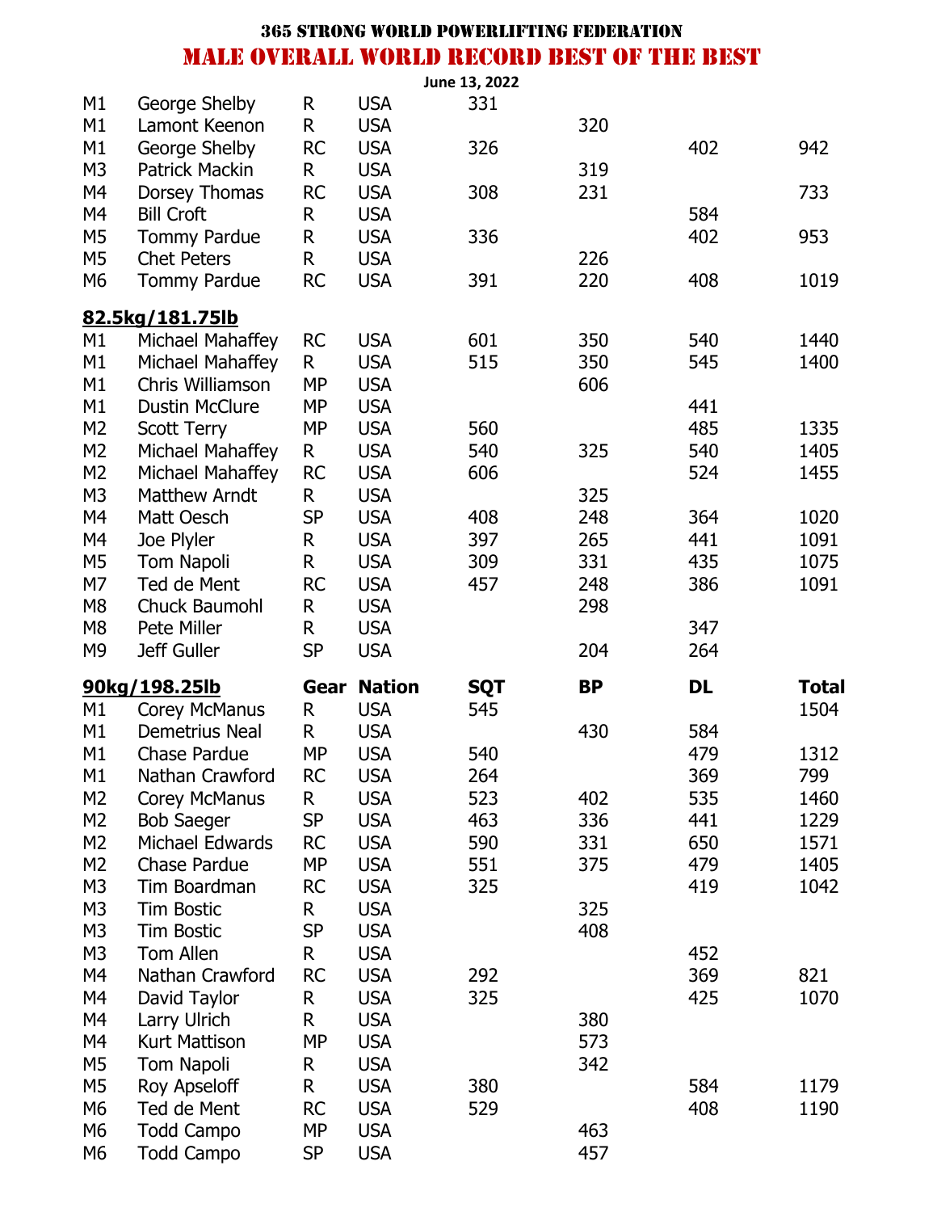# 365 STRONG WORLD POWERLIFTING FEDERATION

## MALE OVERALL WORLD RECORD BEST OF THE BEST

June 13, 2022

| | | | | | | | |
|---|---|---|---|---|---|---|---|
| M1 | George Shelby | R | USA | 331 | | | |
| M1 | Lamont Keenon | R | USA | | 320 | | |
| M1 | George Shelby | RC | USA | 326 | | 402 | 942 |
| M3 | Patrick Mackin | R | USA | | 319 | | |
| M4 | Dorsey Thomas | RC | USA | 308 | 231 | | 733 |
| M4 | Bill Croft | R | USA | | | 584 | |
| M5 | Tommy Pardue | R | USA | 336 | | 402 | 953 |
| M5 | Chet Peters | R | USA | | 226 | | |
| M6 | Tommy Pardue | RC | USA | 391 | 220 | 408 | 1019 |

| 82.5kg/181.75lb | | | | | | | |
|---|---|---|---|---|---|---|---|
| M1 | Michael Mahaffey | RC | USA | 601 | 350 | 540 | 1440 |
| M1 | Michael Mahaffey | R | USA | 515 | 350 | 545 | 1400 |
| M1 | Chris Williamson | MP | USA | | 606 | | |
| M1 | Dustin McClure | MP | USA | | | 441 | |
| M2 | Scott Terry | MP | USA | 560 | | 485 | 1335 |
| M2 | Michael Mahaffey | R | USA | 540 | 325 | 540 | 1405 |
| M2 | Michael Mahaffey | RC | USA | 606 | | 524 | 1455 |
| M3 | Matthew Arndt | R | USA | | 325 | | |
| M4 | Matt Oesch | SP | USA | 408 | 248 | 364 | 1020 |
| M4 | Joe Plyler | R | USA | 397 | 265 | 441 | 1091 |
| M5 | Tom Napoli | R | USA | 309 | 331 | 435 | 1075 |
| M7 | Ted de Ment | RC | USA | 457 | 248 | 386 | 1091 |
| M8 | Chuck Baumohl | R | USA | | 298 | | |
| M8 | Pete Miller | R | USA | | | 347 | |
| M9 | Jeff Guller | SP | USA | | 204 | 264 | |

| 90kg/198.25lb | | Gear | Nation | SQT | BP | DL | Total |
|---|---|---|---|---|---|---|---|
| M1 | Corey McManus | R | USA | 545 | | | 1504 |
| M1 | Demetrius Neal | R | USA | | 430 | 584 | |
| M1 | Chase Pardue | MP | USA | 540 | | 479 | 1312 |
| M1 | Nathan Crawford | RC | USA | 264 | | 369 | 799 |
| M2 | Corey McManus | R | USA | 523 | 402 | 535 | 1460 |
| M2 | Bob Saeger | SP | USA | 463 | 336 | 441 | 1229 |
| M2 | Michael Edwards | RC | USA | 590 | 331 | 650 | 1571 |
| M2 | Chase Pardue | MP | USA | 551 | 375 | 479 | 1405 |
| M3 | Tim Boardman | RC | USA | 325 | | 419 | 1042 |
| M3 | Tim Bostic | R | USA | | 325 | | |
| M3 | Tim Bostic | SP | USA | | 408 | | |
| M3 | Tom Allen | R | USA | | | 452 | |
| M4 | Nathan Crawford | RC | USA | 292 | | 369 | 821 |
| M4 | David Taylor | R | USA | 325 | | 425 | 1070 |
| M4 | Larry Ulrich | R | USA | | 380 | | |
| M4 | Kurt Mattison | MP | USA | | 573 | | |
| M5 | Tom Napoli | R | USA | | 342 | | |
| M5 | Roy Apseloff | R | USA | 380 | | 584 | 1179 |
| M6 | Ted de Ment | RC | USA | 529 | | 408 | 1190 |
| M6 | Todd Campo | MP | USA | | 463 | | |
| M6 | Todd Campo | SP | USA | | 457 | | |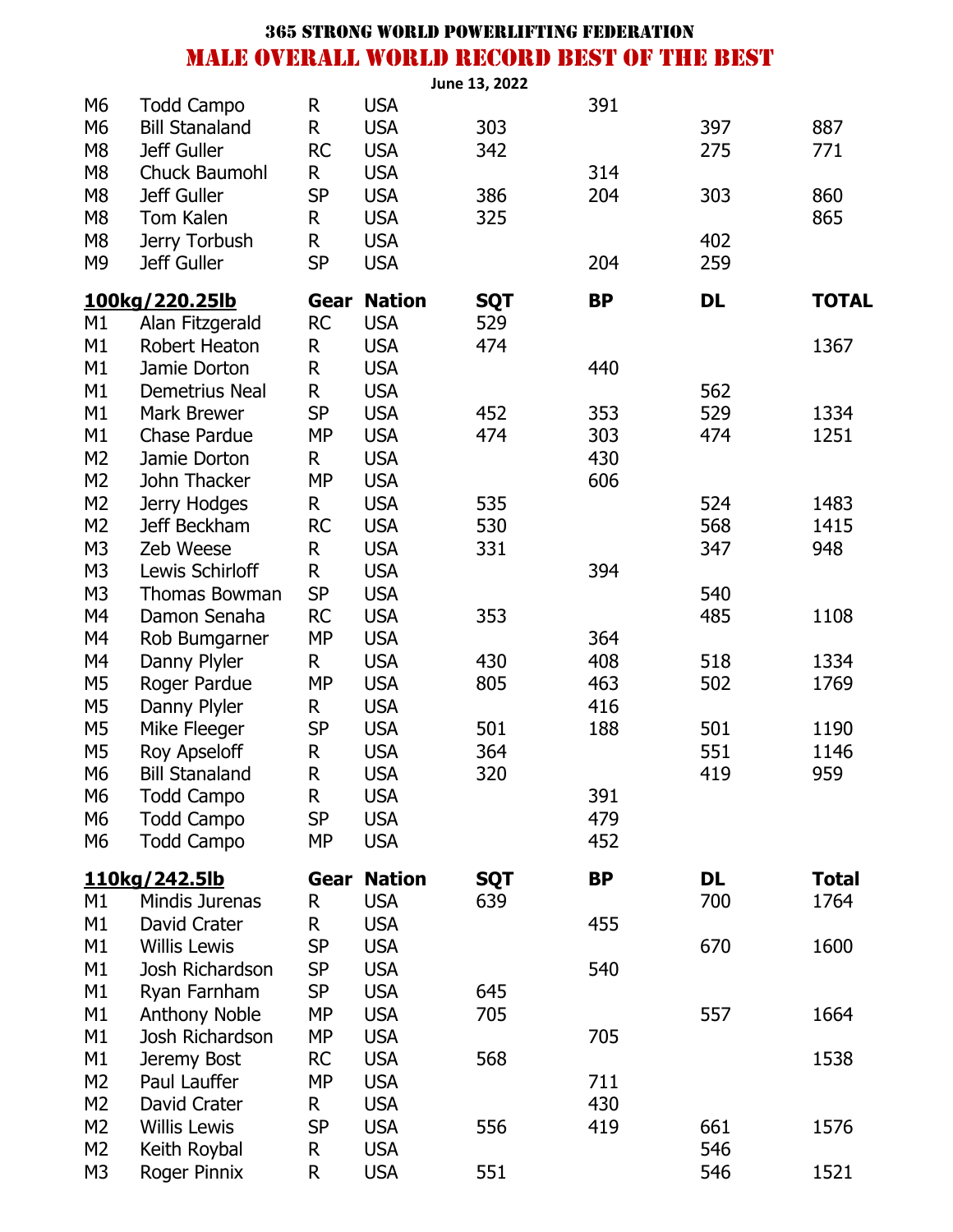# 365 STRONG WORLD POWERLIFTING FEDERATION

## MALE OVERALL WORLD RECORD BEST OF THE BEST

June 13, 2022

| | | | | | | | |
|---|---|---|---|---|---|---|---|
| M6 | Todd Campo | R | USA | | 391 | | |
| M6 | Bill Stanaland | R | USA | 303 | | 397 | 887 |
| M8 | Jeff Guller | RC | USA | 342 | | 275 | 771 |
| M8 | Chuck Baumohl | R | USA | | 314 | | |
| M8 | Jeff Guller | SP | USA | 386 | 204 | 303 | 860 |
| M8 | Tom Kalen | R | USA | 325 | | | 865 |
| M8 | Jerry Torbush | R | USA | | | 402 | |
| M9 | Jeff Guller | SP | USA | | 204 | 259 | |

| 100kg/220.25lb | | Gear | Nation | SQT | BP | DL | TOTAL |
|---|---|---|---|---|---|---|---|
| M1 | Alan Fitzgerald | RC | USA | 529 | | | |
| M1 | Robert Heaton | R | USA | 474 | | | 1367 |
| M1 | Jamie Dorton | R | USA | | 440 | | |
| M1 | Demetrius Neal | R | USA | | | 562 | |
| M1 | Mark Brewer | SP | USA | 452 | 353 | 529 | 1334 |
| M1 | Chase Pardue | MP | USA | 474 | 303 | 474 | 1251 |
| M2 | Jamie Dorton | R | USA | | 430 | | |
| M2 | John Thacker | MP | USA | | 606 | | |
| M2 | Jerry Hodges | R | USA | 535 | | 524 | 1483 |
| M2 | Jeff Beckham | RC | USA | 530 | | 568 | 1415 |
| M3 | Zeb Weese | R | USA | 331 | | 347 | 948 |
| M3 | Lewis Schirloff | R | USA | | 394 | | |
| M3 | Thomas Bowman | SP | USA | | | 540 | |
| M4 | Damon Senaha | RC | USA | 353 | | 485 | 1108 |
| M4 | Rob Bumgarner | MP | USA | | 364 | | |
| M4 | Danny Plyler | R | USA | 430 | 408 | 518 | 1334 |
| M5 | Roger Pardue | MP | USA | 805 | 463 | 502 | 1769 |
| M5 | Danny Plyler | R | USA | | 416 | | |
| M5 | Mike Fleeger | SP | USA | 501 | 188 | 501 | 1190 |
| M5 | Roy Apseloff | R | USA | 364 | | 551 | 1146 |
| M6 | Bill Stanaland | R | USA | 320 | | 419 | 959 |
| M6 | Todd Campo | R | USA | | 391 | | |
| M6 | Todd Campo | SP | USA | | 479 | | |
| M6 | Todd Campo | MP | USA | | 452 | | |

| 110kg/242.5lb | | Gear | Nation | SQT | BP | DL | Total |
|---|---|---|---|---|---|---|---|
| M1 | Mindis Jurenas | R | USA | 639 | | 700 | 1764 |
| M1 | David Crater | R | USA | | 455 | | |
| M1 | Willis Lewis | SP | USA | | | 670 | 1600 |
| M1 | Josh Richardson | SP | USA | | 540 | | |
| M1 | Ryan Farnham | SP | USA | 645 | | | |
| M1 | Anthony Noble | MP | USA | 705 | | 557 | 1664 |
| M1 | Josh Richardson | MP | USA | | 705 | | |
| M1 | Jeremy Bost | RC | USA | 568 | | | 1538 |
| M2 | Paul Lauffer | MP | USA | | 711 | | |
| M2 | David Crater | R | USA | | 430 | | |
| M2 | Willis Lewis | SP | USA | 556 | 419 | 661 | 1576 |
| M2 | Keith Roybal | R | USA | | | 546 | |
| M3 | Roger Pinnix | R | USA | 551 | | 546 | 1521 |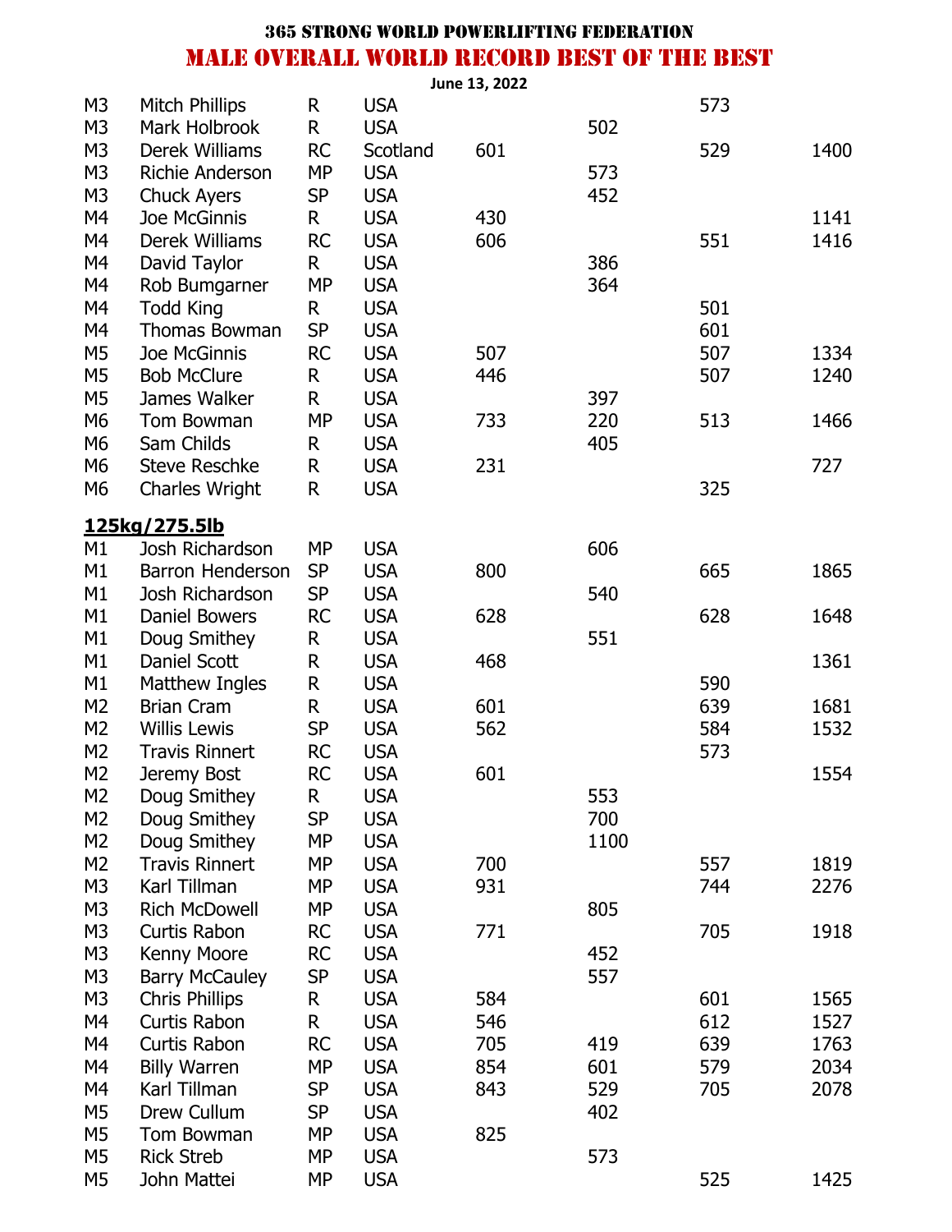# 365 STRONG WORLD POWERLIFTING FEDERATION

## MALE OVERALL WORLD RECORD BEST OF THE BEST

June 13, 2022

| | | | | | | | |
|---|---|---|---|---|---|---|---|
| M3 | Mitch Phillips | R | USA | | | 573 | |
| M3 | Mark Holbrook | R | USA | | 502 | | |
| M3 | Derek Williams | RC | Scotland | 601 | | 529 | 1400 |
| M3 | Richie Anderson | MP | USA | | 573 | | |
| M3 | Chuck Ayers | SP | USA | | 452 | | |
| M4 | Joe McGinnis | R | USA | 430 | | | 1141 |
| M4 | Derek Williams | RC | USA | 606 | | 551 | 1416 |
| M4 | David Taylor | R | USA | | 386 | | |
| M4 | Rob Bumgarner | MP | USA | | 364 | | |
| M4 | Todd King | R | USA | | | 501 | |
| M4 | Thomas Bowman | SP | USA | | | 601 | |
| M5 | Joe McGinnis | RC | USA | 507 | | 507 | 1334 |
| M5 | Bob McClure | R | USA | 446 | | 507 | 1240 |
| M5 | James Walker | R | USA | | 397 | | |
| M6 | Tom Bowman | MP | USA | 733 | 220 | 513 | 1466 |
| M6 | Sam Childs | R | USA | | 405 | | |
| M6 | Steve Reschke | R | USA | 231 | | | 727 |
| M6 | Charles Wright | R | USA | | | 325 | |

**125kg/275.5lb**

| | | | | | | | |
|---|---|---|---|---|---|---|---|
| M1 | Josh Richardson | MP | USA | | 606 | | |
| M1 | Barron Henderson | SP | USA | 800 | | 665 | 1865 |
| M1 | Josh Richardson | SP | USA | | 540 | | |
| M1 | Daniel Bowers | RC | USA | 628 | | 628 | 1648 |
| M1 | Doug Smithey | R | USA | | 551 | | |
| M1 | Daniel Scott | R | USA | 468 | | | 1361 |
| M1 | Matthew Ingles | R | USA | | | 590 | |
| M2 | Brian Cram | R | USA | 601 | | 639 | 1681 |
| M2 | Willis Lewis | SP | USA | 562 | | 584 | 1532 |
| M2 | Travis Rinnert | RC | USA | | | 573 | |
| M2 | Jeremy Bost | RC | USA | 601 | | | 1554 |
| M2 | Doug Smithey | R | USA | | 553 | | |
| M2 | Doug Smithey | SP | USA | | 700 | | |
| M2 | Doug Smithey | MP | USA | | 1100 | | |
| M2 | Travis Rinnert | MP | USA | 700 | | 557 | 1819 |
| M3 | Karl Tillman | MP | USA | 931 | | 744 | 2276 |
| M3 | Rich McDowell | MP | USA | | 805 | | |
| M3 | Curtis Rabon | RC | USA | 771 | | 705 | 1918 |
| M3 | Kenny Moore | RC | USA | | 452 | | |
| M3 | Barry McCauley | SP | USA | | 557 | | |
| M3 | Chris Phillips | R | USA | 584 | | 601 | 1565 |
| M4 | Curtis Rabon | R | USA | 546 | | 612 | 1527 |
| M4 | Curtis Rabon | RC | USA | 705 | 419 | 639 | 1763 |
| M4 | Billy Warren | MP | USA | 854 | 601 | 579 | 2034 |
| M4 | Karl Tillman | SP | USA | 843 | 529 | 705 | 2078 |
| M5 | Drew Cullum | SP | USA | | 402 | | |
| M5 | Tom Bowman | MP | USA | 825 | | | |
| M5 | Rick Streb | MP | USA | | 573 | | |
| M5 | John Mattei | MP | USA | | | 525 | 1425 |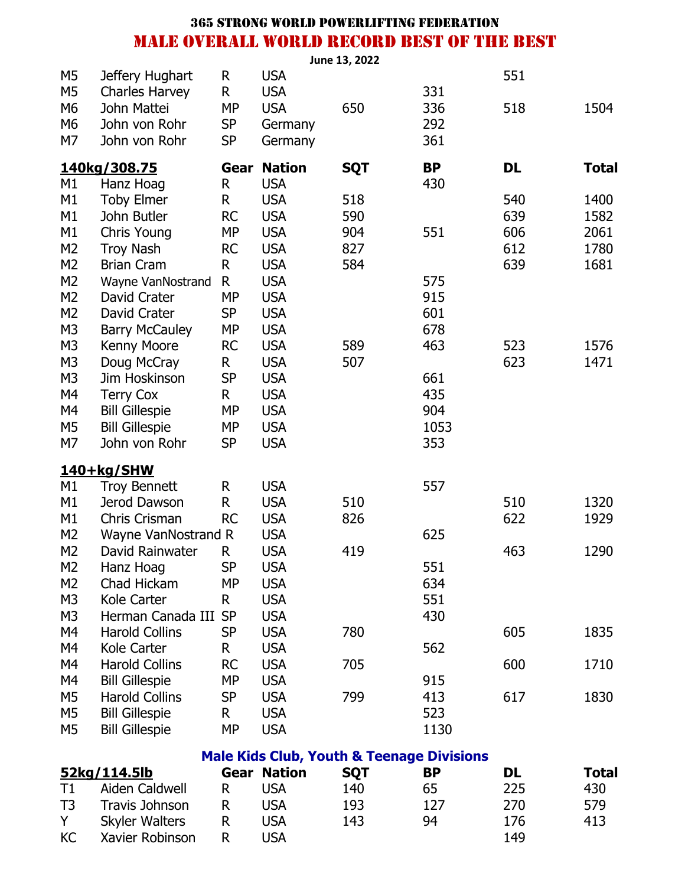# 365 STRONG WORLD POWERLIFTING FEDERATION

## MALE OVERALL WORLD RECORD BEST OF THE BEST

June 13, 2022

| | | Gear | Nation | SQT | BP | DL | Total |
|---|---|---|---|---|---|---|---|
| M5 | Jeffery Hughart | R | USA | | | 551 | |
| M5 | Charles Harvey | R | USA | | 331 | | |
| M6 | John Mattei | MP | USA | 650 | 336 | 518 | 1504 |
| M6 | John von Rohr | SP | Germany | | 292 | | |
| M7 | John von Rohr | SP | Germany | | 361 | | |

| **140kg/308.75** | | **Gear** | **Nation** | **SQT** | **BP** | **DL** | **Total** |
|---|---|---|---|---|---|---|---|
| M1 | Hanz Hoag | R | USA | | 430 | | |
| M1 | Toby Elmer | R | USA | 518 | | 540 | 1400 |
| M1 | John Butler | RC | USA | 590 | | 639 | 1582 |
| M1 | Chris Young | MP | USA | 904 | 551 | 606 | 2061 |
| M2 | Troy Nash | RC | USA | 827 | | 612 | 1780 |
| M2 | Brian Cram | R | USA | 584 | | 639 | 1681 |
| M2 | Wayne VanNostrand | R | USA | | 575 | | |
| M2 | David Crater | MP | USA | | 915 | | |
| M2 | David Crater | SP | USA | | 601 | | |
| M3 | Barry McCauley | MP | USA | | 678 | | |
| M3 | Kenny Moore | RC | USA | 589 | 463 | 523 | 1576 |
| M3 | Doug McCray | R | USA | 507 | | 623 | 1471 |
| M3 | Jim Hoskinson | SP | USA | | 661 | | |
| M4 | Terry Cox | R | USA | | 435 | | |
| M4 | Bill Gillespie | MP | USA | | 904 | | |
| M5 | Bill Gillespie | MP | USA | | 1053 | | |
| M7 | John von Rohr | SP | USA | | 353 | | |

| **140+kg/SHW** | | Gear | Nation | SQT | BP | DL | Total |
|---|---|---|---|---|---|---|---|
| M1 | Troy Bennett | R | USA | | 557 | | |
| M1 | Jerod Dawson | R | USA | 510 | | 510 | 1320 |
| M1 | Chris Crisman | RC | USA | 826 | | 622 | 1929 |
| M2 | Wayne VanNostrand | R | USA | | 625 | | |
| M2 | David Rainwater | R | USA | 419 | | 463 | 1290 |
| M2 | Hanz Hoag | SP | USA | | 551 | | |
| M2 | Chad Hickam | MP | USA | | 634 | | |
| M3 | Kole Carter | R | USA | | 551 | | |
| M3 | Herman Canada III | SP | USA | | 430 | | |
| M4 | Harold Collins | SP | USA | 780 | | 605 | 1835 |
| M4 | Kole Carter | R | USA | | 562 | | |
| M4 | Harold Collins | RC | USA | 705 | | 600 | 1710 |
| M4 | Bill Gillespie | MP | USA | | 915 | | |
| M5 | Harold Collins | SP | USA | 799 | 413 | 617 | 1830 |
| M5 | Bill Gillespie | R | USA | | 523 | | |
| M5 | Bill Gillespie | MP | USA | | 1130 | | |

### Male Kids Club, Youth & Teenage Divisions

| **52kg/114.5lb** | | **Gear** | **Nation** | **SQT** | **BP** | **DL** | **Total** |
|---|---|---|---|---|---|---|---|
| T1 | Aiden Caldwell | R | USA | 140 | 65 | 225 | 430 |
| T3 | Travis Johnson | R | USA | 193 | 127 | 270 | 579 |
| Y | Skyler Walters | R | USA | 143 | 94 | 176 | 413 |
| KC | Xavier Robinson | R | USA | | | 149 | |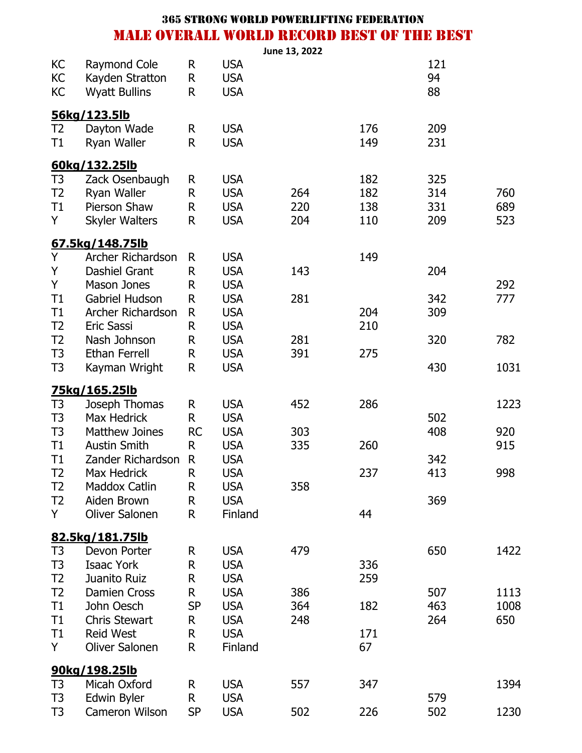# 365 STRONG WORLD POWERLIFTING FEDERATION
## MALE OVERALL WORLD RECORD BEST OF THE BEST

**June 13, 2022**

| | | | | | | | |
|---|---|---|---|---|---|---|---|
| KC | Raymond Cole | R | USA | | | 121 | |
| KC | Kayden Stratton | R | USA | | | 94 | |
| KC | Wyatt Bullins | R | USA | | | 88 | |

**56kg/123.5lb**

| | | | | | | | |
|---|---|---|---|---|---|---|---|
| T2 | Dayton Wade | R | USA | | 176 | 209 | |
| T1 | Ryan Waller | R | USA | | 149 | 231 | |

**60kg/132.25lb**

| | | | | | | | |
|---|---|---|---|---|---|---|---|
| T3 | Zack Osenbaugh | R | USA | | 182 | 325 | |
| T2 | Ryan Waller | R | USA | 264 | 182 | 314 | 760 |
| T1 | Pierson Shaw | R | USA | 220 | 138 | 331 | 689 |
| Y | Skyler Walters | R | USA | 204 | 110 | 209 | 523 |

**67.5kg/148.75lb**

| | | | | | | | |
|---|---|---|---|---|---|---|---|
| Y | Archer Richardson | R | USA | | 149 | | |
| Y | Dashiel Grant | R | USA | 143 | | 204 | |
| Y | Mason Jones | R | USA | | | | 292 |
| T1 | Gabriel Hudson | R | USA | 281 | | 342 | 777 |
| T1 | Archer Richardson | R | USA | | 204 | 309 | |
| T2 | Eric Sassi | R | USA | | 210 | | |
| T2 | Nash Johnson | R | USA | 281 | | 320 | 782 |
| T3 | Ethan Ferrell | R | USA | 391 | 275 | | |
| T3 | Kayman Wright | R | USA | | | 430 | 1031 |

**75kg/165.25lb**

| | | | | | | | |
|---|---|---|---|---|---|---|---|
| T3 | Joseph Thomas | R | USA | 452 | 286 | | 1223 |
| T3 | Max Hedrick | R | USA | | | 502 | |
| T3 | Matthew Joines | RC | USA | 303 | | 408 | 920 |
| T1 | Austin Smith | R | USA | 335 | 260 | | 915 |
| T1 | Zander Richardson | R | USA | | | 342 | |
| T2 | Max Hedrick | R | USA | | 237 | 413 | 998 |
| T2 | Maddox Catlin | R | USA | 358 | | | |
| T2 | Aiden Brown | R | USA | | | 369 | |
| Y | Oliver Salonen | R | Finland | | 44 | | |

**82.5kg/181.75lb**

| | | | | | | | |
|---|---|---|---|---|---|---|---|
| T3 | Devon Porter | R | USA | 479 | | 650 | 1422 |
| T3 | Isaac York | R | USA | | 336 | | |
| T2 | Juanito Ruiz | R | USA | | 259 | | |
| T2 | Damien Cross | R | USA | 386 | | 507 | 1113 |
| T1 | John Oesch | SP | USA | 364 | 182 | 463 | 1008 |
| T1 | Chris Stewart | R | USA | 248 | | 264 | 650 |
| T1 | Reid West | R | USA | | 171 | | |
| Y | Oliver Salonen | R | Finland | | 67 | | |

**90kg/198.25lb**

| | | | | | | | |
|---|---|---|---|---|---|---|---|
| T3 | Micah Oxford | R | USA | 557 | 347 | | 1394 |
| T3 | Edwin Byler | R | USA | | | 579 | |
| T3 | Cameron Wilson | SP | USA | 502 | 226 | 502 | 1230 |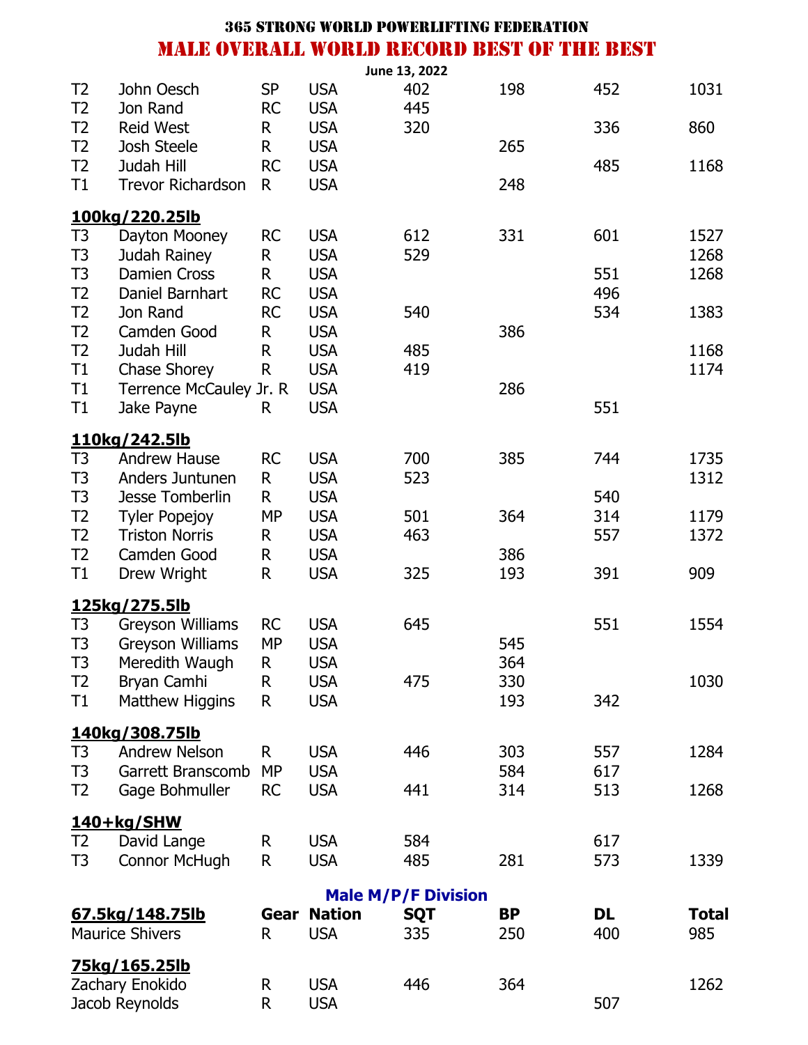# 365 STRONG WORLD POWERLIFTING FEDERATION

## MALE OVERALL WORLD RECORD BEST OF THE BEST

June 13, 2022

| | | Gear | Nation | SQT | BP | DL | Total |
|---|---|---|---|---|---|---|---|
| T2 | John Oesch | SP | USA | 402 | 198 | 452 | 1031 |
| T2 | Jon Rand | RC | USA | 445 | | | |
| T2 | Reid West | R | USA | 320 | | 336 | 860 |
| T2 | Josh Steele | R | USA | | 265 | | |
| T2 | Judah Hill | RC | USA | | | 485 | 1168 |
| T1 | Trevor Richardson | R | USA | | 248 | | |
| **100kg/220.25lb** | | | | | | | |
| T3 | Dayton Mooney | RC | USA | 612 | 331 | 601 | 1527 |
| T3 | Judah Rainey | R | USA | 529 | | | 1268 |
| T3 | Damien Cross | R | USA | | | 551 | 1268 |
| T2 | Daniel Barnhart | RC | USA | | | 496 | |
| T2 | Jon Rand | RC | USA | 540 | | 534 | 1383 |
| T2 | Camden Good | R | USA | | 386 | | |
| T2 | Judah Hill | R | USA | 485 | | | 1168 |
| T1 | Chase Shorey | R | USA | 419 | | | 1174 |
| T1 | Terrence McCauley Jr. | R | USA | | 286 | | |
| T1 | Jake Payne | R | USA | | | 551 | |
| **110kg/242.5lb** | | | | | | | |
| T3 | Andrew Hause | RC | USA | 700 | 385 | 744 | 1735 |
| T3 | Anders Juntunen | R | USA | 523 | | | 1312 |
| T3 | Jesse Tomberlin | R | USA | | | 540 | |
| T2 | Tyler Popejoy | MP | USA | 501 | 364 | 314 | 1179 |
| T2 | Triston Norris | R | USA | 463 | | 557 | 1372 |
| T2 | Camden Good | R | USA | | 386 | | |
| T1 | Drew Wright | R | USA | 325 | 193 | 391 | 909 |
| **125kg/275.5lb** | | | | | | | |
| T3 | Greyson Williams | RC | USA | 645 | | 551 | 1554 |
| T3 | Greyson Williams | MP | USA | | 545 | | |
| T3 | Meredith Waugh | R | USA | | 364 | | |
| T2 | Bryan Camhi | R | USA | 475 | 330 | | 1030 |
| T1 | Matthew Higgins | R | USA | | 193 | 342 | |
| **140kg/308.75lb** | | | | | | | |
| T3 | Andrew Nelson | R | USA | 446 | 303 | 557 | 1284 |
| T3 | Garrett Branscomb | MP | USA | | 584 | 617 | |
| T2 | Gage Bohmuller | RC | USA | 441 | 314 | 513 | 1268 |
| **140+kg/SHW** | | | | | | | |
| T2 | David Lange | R | USA | 584 | | 617 | |
| T3 | Connor McHugh | R | USA | 485 | 281 | 573 | 1339 |

### Male M/P/F Division

| 67.5kg/148.75lb | Gear | Nation | SQT | BP | DL | Total |
|---|---|---|---|---|---|---|
| Maurice Shivers | R | USA | 335 | 250 | 400 | 985 |
| **75kg/165.25lb** | | | | | | |
| Zachary Enokido | R | USA | 446 | 364 | | 1262 |
| Jacob Reynolds | R | USA | | | 507 | |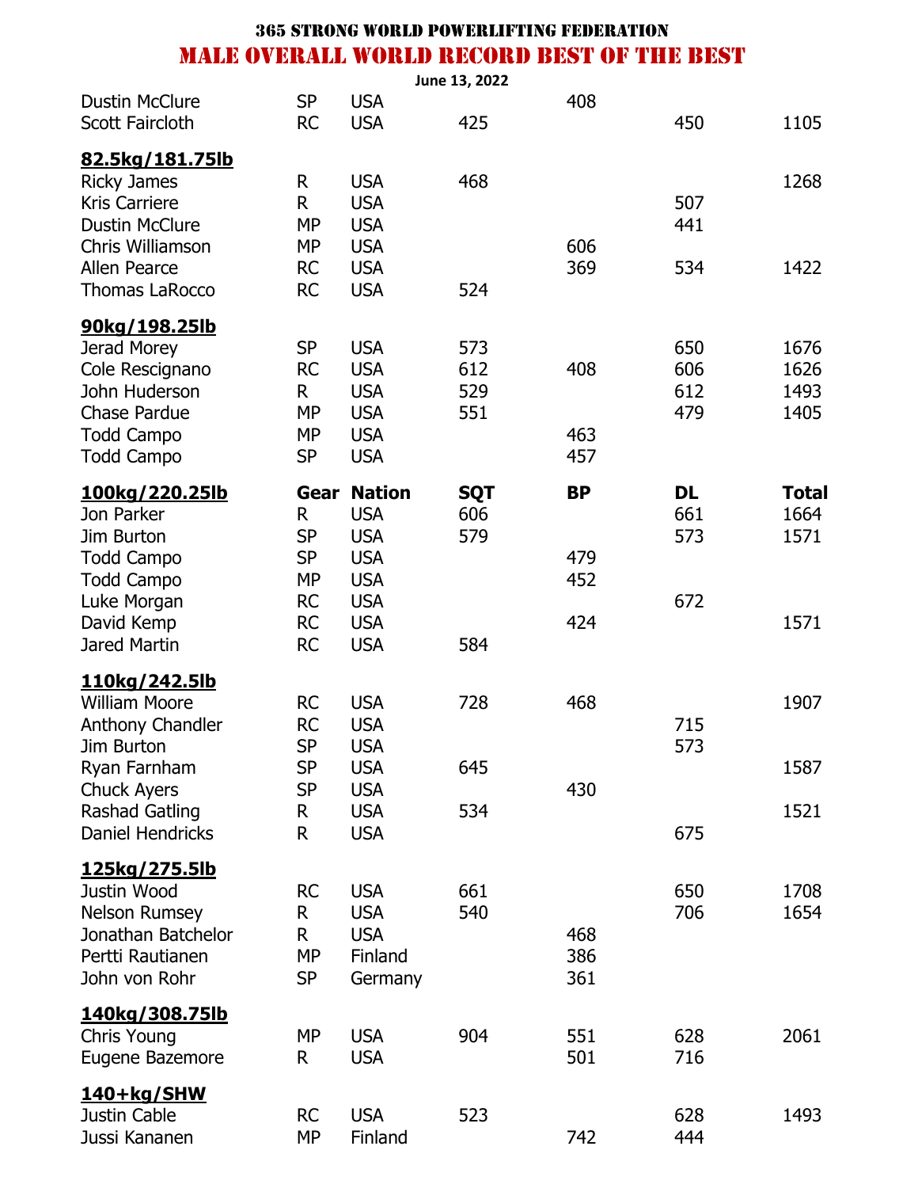# 365 STRONG WORLD POWERLIFTING FEDERATION

## MALE OVERALL WORLD RECORD BEST OF THE BEST

June 13, 2022

| | Gear | Nation | SQT | BP | DL | Total |
|---|---|---|---|---|---|---|
| Dustin McClure | SP | USA | | 408 | | |
| Scott Faircloth | RC | USA | 425 | | 450 | 1105 |
| **82.5kg/181.75lb** | | | | | | |
| Ricky James | R | USA | 468 | | | 1268 |
| Kris Carriere | R | USA | | | 507 | |
| Dustin McClure | MP | USA | | | 441 | |
| Chris Williamson | MP | USA | | 606 | | |
| Allen Pearce | RC | USA | | 369 | 534 | 1422 |
| Thomas LaRocco | RC | USA | 524 | | | |
| **90kg/198.25lb** | | | | | | |
| Jerad Morey | SP | USA | 573 | | 650 | 1676 |
| Cole Rescignano | RC | USA | 612 | 408 | 606 | 1626 |
| John Huderson | R | USA | 529 | | 612 | 1493 |
| Chase Pardue | MP | USA | 551 | | 479 | 1405 |
| Todd Campo | MP | USA | | 463 | | |
| Todd Campo | SP | USA | | 457 | | |
| **100kg/220.25lb** | **Gear** | **Nation** | **SQT** | **BP** | **DL** | **Total** |
| Jon Parker | R | USA | 606 | | 661 | 1664 |
| Jim Burton | SP | USA | 579 | | 573 | 1571 |
| Todd Campo | SP | USA | | 479 | | |
| Todd Campo | MP | USA | | 452 | | |
| Luke Morgan | RC | USA | | | 672 | |
| David Kemp | RC | USA | | 424 | | 1571 |
| Jared Martin | RC | USA | 584 | | | |
| **110kg/242.5lb** | | | | | | |
| William Moore | RC | USA | 728 | 468 | | 1907 |
| Anthony Chandler | RC | USA | | | 715 | |
| Jim Burton | SP | USA | | | 573 | |
| Ryan Farnham | SP | USA | 645 | | | 1587 |
| Chuck Ayers | SP | USA | | 430 | | |
| Rashad Gatling | R | USA | 534 | | | 1521 |
| Daniel Hendricks | R | USA | | | 675 | |
| **125kg/275.5lb** | | | | | | |
| Justin Wood | RC | USA | 661 | | 650 | 1708 |
| Nelson Rumsey | R | USA | 540 | | 706 | 1654 |
| Jonathan Batchelor | R | USA | | 468 | | |
| Pertti Rautianen | MP | Finland | | 386 | | |
| John von Rohr | SP | Germany | | 361 | | |
| **140kg/308.75lb** | | | | | | |
| Chris Young | MP | USA | 904 | 551 | 628 | 2061 |
| Eugene Bazemore | R | USA | | 501 | 716 | |
| **140+kg/SHW** | | | | | | |
| Justin Cable | RC | USA | 523 | | 628 | 1493 |
| Jussi Kananen | MP | Finland | | 742 | 444 | |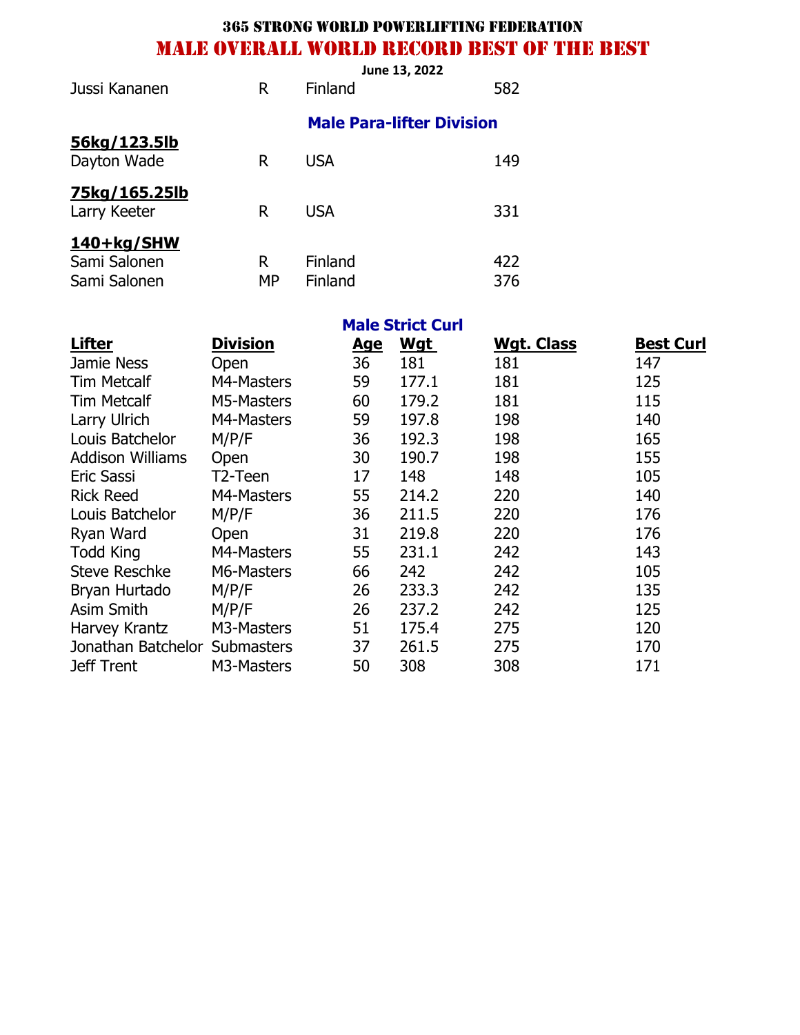365 STRONG WORLD POWERLIFTING FEDERATION

# MALE OVERALL WORLD RECORD BEST OF THE BEST

June 13, 2022

| | | | |
|---|---|---|---|
| Jussi Kananen | R | Finland | 582 |

## Male Para-lifter Division

**56kg/123.5lb**

| | | | |
|---|---|---|---|
| Dayton Wade | R | USA | 149 |

**75kg/165.25lb**

| | | | |
|---|---|---|---|
| Larry Keeter | R | USA | 331 |

**140+kg/SHW**

| | | | |
|---|---|---|---|
| Sami Salonen | R | Finland | 422 |
| Sami Salonen | MP | Finland | 376 |

## Male Strict Curl

| Lifter | Division | Age | Wgt | Wgt. Class | Best Curl |
|---|---|---|---|---|---|
| Jamie Ness | Open | 36 | 181 | 181 | 147 |
| Tim Metcalf | M4-Masters | 59 | 177.1 | 181 | 125 |
| Tim Metcalf | M5-Masters | 60 | 179.2 | 181 | 115 |
| Larry Ulrich | M4-Masters | 59 | 197.8 | 198 | 140 |
| Louis Batchelor | M/P/F | 36 | 192.3 | 198 | 165 |
| Addison Williams | Open | 30 | 190.7 | 198 | 155 |
| Eric Sassi | T2-Teen | 17 | 148 | 148 | 105 |
| Rick Reed | M4-Masters | 55 | 214.2 | 220 | 140 |
| Louis Batchelor | M/P/F | 36 | 211.5 | 220 | 176 |
| Ryan Ward | Open | 31 | 219.8 | 220 | 176 |
| Todd King | M4-Masters | 55 | 231.1 | 242 | 143 |
| Steve Reschke | M6-Masters | 66 | 242 | 242 | 105 |
| Bryan Hurtado | M/P/F | 26 | 233.3 | 242 | 135 |
| Asim Smith | M/P/F | 26 | 237.2 | 242 | 125 |
| Harvey Krantz | M3-Masters | 51 | 175.4 | 275 | 120 |
| Jonathan Batchelor | Submasters | 37 | 261.5 | 275 | 170 |
| Jeff Trent | M3-Masters | 50 | 308 | 308 | 171 |